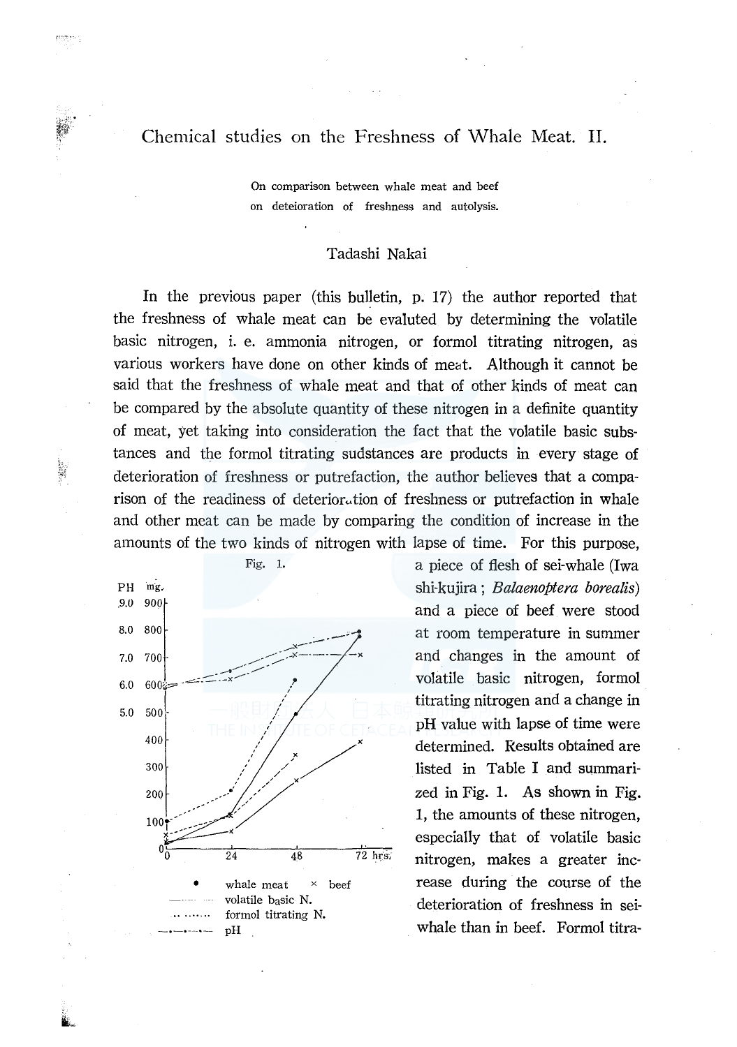# Chemical studies on the Freshness of Whale Meat. II.

On comparison between whale meat and beef
on deteioration of freshness and autolysis.

Tadashi Nakai

In the previous paper (this bulletin, p. 17) the author reported that the freshness of whale meat can be evaluted by determining the volatile basic nitrogen, i. e. ammonia nitrogen, or formol titrating nitrogen, as various workers have done on other kinds of meat. Although it cannot be said that the freshness of whale meat and that of other kinds of meat can be compared by the absolute quantity of these nitrogen in a definite quantity of meat, yet taking into consideration the fact that the volatile basic substances and the formol titrating sudstances are products in every stage of deterioration of freshness or putrefaction, the author believes that a comparison of the readiness of deterioration of freshness or putrefaction in whale and other meat can be made by comparing the condition of increase in the amounts of the two kinds of nitrogen with lapse of time. For this purpose, a piece of flesh of sei-whale (Iwa shi-kujira; *Balaenoptera borealis*) and a piece of beef were stood at room temperature in summer and changes in the amount of volatile basic nitrogen, formol titrating nitrogen and a change in pH value with lapse of time were determined. Results obtained are listed in Table I and summarized in Fig. 1. As shown in Fig. 1, the amounts of these nitrogen, especially that of volatile basic nitrogen, makes a greater increase during the course of the deterioration of freshness in sei-whale than in beef. Formol titra-

Fig. 1.

● whale meat × beef
——— volatile basic N.
........ formol titrating N.
—·—·— pH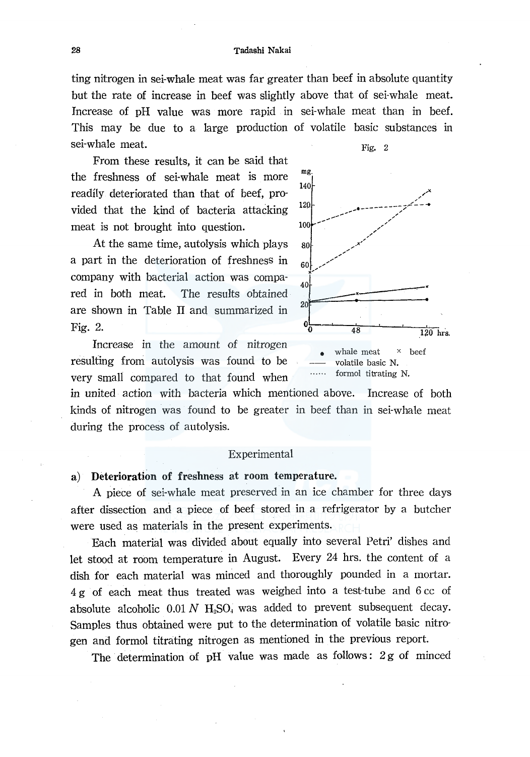ting nitrogen in sei-whale meat was far greater than beef in absolute quantity but the rate of increase in beef was slightly above that of sei-whale meat. Increase of pH value was more rapid in sei-whale meat than in beef. This may be due to a large production of volatile basic substances in sei-whale meat.

From these results, it can be said that the freshness of sei-whale meat is more readily deteriorated than that of beef, provided that the kind of bacteria attacking meat is not brought into question.

At the same time, autolysis which plays a part in the deterioration of freshness in company with bacterial action was compared in both meat. The results obtained are shown in Table II and summarized in Fig. 2.

Fig. 2

• whale meat × beef
—— volatile basic N.
······ formol titrating N.

Increase in the amount of nitrogen resulting from autolysis was found to be very small compared to that found when in united action with bacteria which mentioned above. Increase of both kinds of nitrogen was found to be greater in beef than in sei-whale meat during the process of autolysis.

## Experimental

### a) Deterioration of freshness at room temperature.

A piece of sei-whale meat preserved in an ice chamber for three days after dissection and a piece of beef stored in a refrigerator by a butcher were used as materials in the present experiments.

Each material was divided about equally into several Petri' dishes and let stood at room temperature in August. Every 24 hrs. the content of a dish for each material was minced and thoroughly pounded in a mortar. 4 g of each meat thus treated was weighed into a test-tube and 6 cc of absolute alcoholic 0.01 $N$ $H_2SO_4$ was added to prevent subsequent decay. Samples thus obtained were put to the determination of volatile basic nitrogen and formol titrating nitrogen as mentioned in the previous report.

The determination of pH value was made as follows: 2 g of minced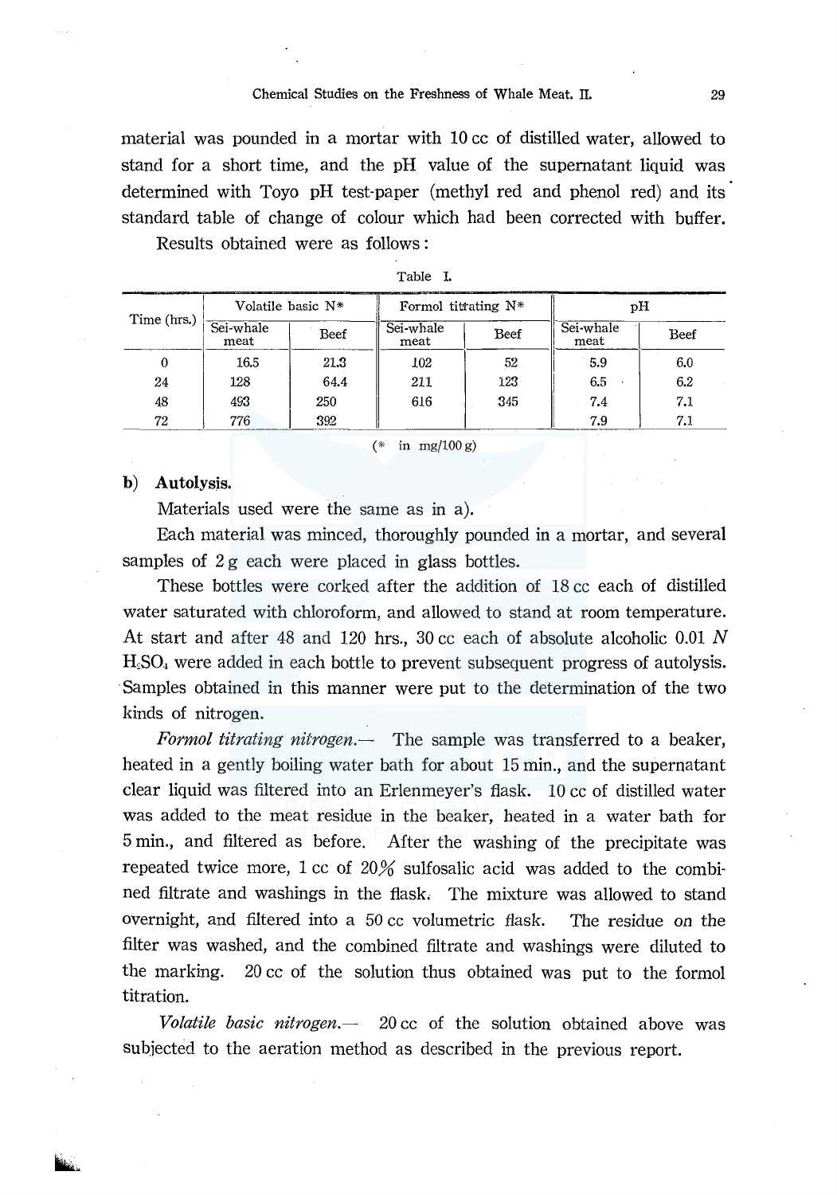material was pounded in a mortar with 10 cc of distilled water, allowed to stand for a short time, and the pH value of the supernatant liquid was determined with Toyo pH test-paper (methyl red and phenol red) and its standard table of change of colour which had been corrected with buffer.

Results obtained were as follows:

Table I.

| Time (hrs.) | Volatile basic N* | | Formol titrating N* | | pH | |
|---|---|---|---|---|---|---|
| | Sei-whale meat | Beef | Sei-whale meat | Beef | Sei-whale meat | Beef |
| 0 | 16.5 | 21.3 | 102 | 52 | 5.9 | 6.0 |
| 24 | 128 | 64.4 | 211 | 123 | 6.5 | 6.2 |
| 48 | 493 | 250 | 616 | 345 | 7.4 | 7.1 |
| 72 | 776 | 392 | | | 7.9 | 7.1 |

(* in mg/100 g)

**b) Autolysis.**

Materials used were the same as in a).

Each material was minced, thoroughly pounded in a mortar, and several samples of 2 g each were placed in glass bottles.

These bottles were corked after the addition of 18 cc each of distilled water saturated with chloroform, and allowed to stand at room temperature. At start and after 48 and 120 hrs., 30 cc each of absolute alcoholic 0.01 $N$ $H_2SO_4$ were added in each bottle to prevent subsequent progress of autolysis. Samples obtained in this manner were put to the determination of the two kinds of nitrogen.

*Formol titrating nitrogen.*— The sample was transferred to a beaker, heated in a gently boiling water bath for about 15 min., and the supernatant clear liquid was filtered into an Erlenmeyer's flask. 10 cc of distilled water was added to the meat residue in the beaker, heated in a water bath for 5 min., and filtered as before. After the washing of the precipitate was repeated twice more, 1 cc of 20% sulfosalic acid was added to the combined filtrate and washings in the flask. The mixture was allowed to stand overnight, and filtered into a 50 cc volumetric flask. The residue on the filter was washed, and the combined filtrate and washings were diluted to the marking. 20 cc of the solution thus obtained was put to the formol titration.

*Volatile basic nitrogen.*— 20 cc of the solution obtained above was subjected to the aeration method as described in the previous report.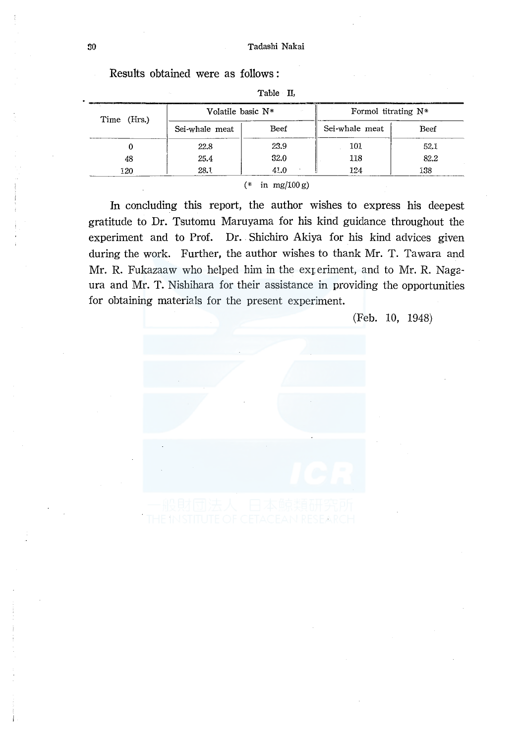Results obtained were as follows:

Table II.

| Time (Hrs.) | Volatile basic N* | | Formol titrating N* | |
|---|---|---|---|---|
| | Sei-whale meat | Beef | Sei-whale meat | Beef |
| 0 | 22.8 | 23.9 | 101 | 52.1 |
| 48 | 25.4 | 32.0 | 118 | 82.2 |
| 120 | 28.1 | 41.0 | 124 | 138 |

(* in mg/100 g)

In concluding this report, the author wishes to express his deepest gratitude to Dr. Tsutomu Maruyama for his kind guidance throughout the experiment and to Prof. Dr. Shichiro Akiya for his kind advices given during the work. Further, the author wishes to thank Mr. T. Tawara and Mr. R. Fukazaaw who helped him in the experiment, and to Mr. R. Nagaura and Mr. T. Nishihara for their assistance in providing the opportunities for obtaining materials for the present experiment.

(Feb. 10, 1948)